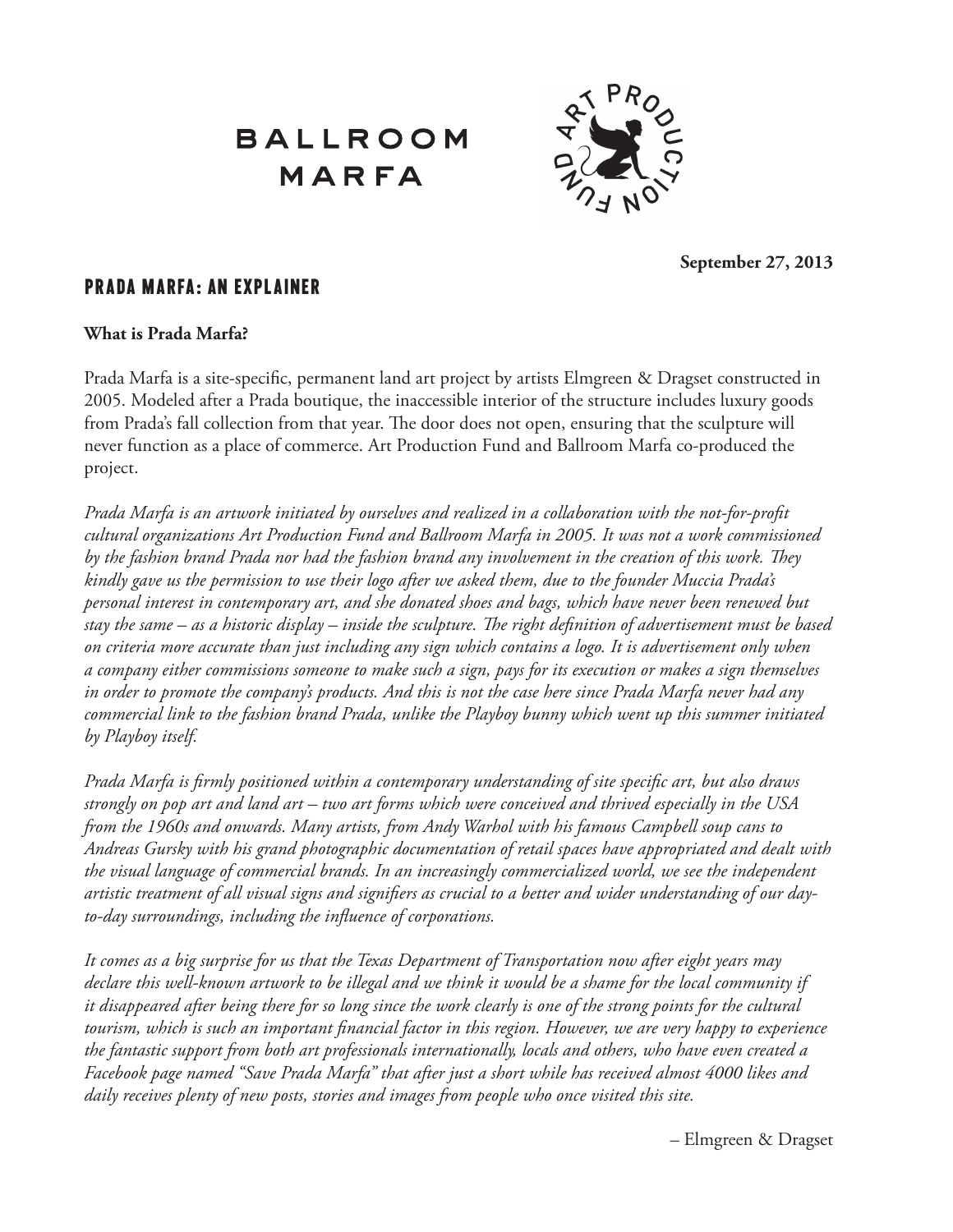BALLROOM MARFA

ART PRODUCTION FUND

**September 27, 2013**

# PRADA MARFA: AN EXPLAINER

**What is Prada Marfa?**

Prada Marfa is a site-specific, permanent land art project by artists Elmgreen & Dragset constructed in 2005. Modeled after a Prada boutique, the inaccessible interior of the structure includes luxury goods from Prada's fall collection from that year. The door does not open, ensuring that the sculpture will never function as a place of commerce. Art Production Fund and Ballroom Marfa co-produced the project.

*Prada Marfa is an artwork initiated by ourselves and realized in a collaboration with the not-for-profit cultural organizations Art Production Fund and Ballroom Marfa in 2005. It was not a work commissioned by the fashion brand Prada nor had the fashion brand any involvement in the creation of this work. They kindly gave us the permission to use their logo after we asked them, due to the founder Muccia Prada's personal interest in contemporary art, and she donated shoes and bags, which have never been renewed but stay the same – as a historic display – inside the sculpture. The right definition of advertisement must be based on criteria more accurate than just including any sign which contains a logo. It is advertisement only when a company either commissions someone to make such a sign, pays for its execution or makes a sign themselves in order to promote the company's products. And this is not the case here since Prada Marfa never had any commercial link to the fashion brand Prada, unlike the Playboy bunny which went up this summer initiated by Playboy itself.*

*Prada Marfa is firmly positioned within a contemporary understanding of site specific art, but also draws strongly on pop art and land art – two art forms which were conceived and thrived especially in the USA from the 1960s and onwards. Many artists, from Andy Warhol with his famous Campbell soup cans to Andreas Gursky with his grand photographic documentation of retail spaces have appropriated and dealt with the visual language of commercial brands. In an increasingly commercialized world, we see the independent artistic treatment of all visual signs and signifiers as crucial to a better and wider understanding of our day-to-day surroundings, including the influence of corporations.*

*It comes as a big surprise for us that the Texas Department of Transportation now after eight years may declare this well-known artwork to be illegal and we think it would be a shame for the local community if it disappeared after being there for so long since the work clearly is one of the strong points for the cultural tourism, which is such an important financial factor in this region. However, we are very happy to experience the fantastic support from both art professionals internationally, locals and others, who have even created a Facebook page named "Save Prada Marfa" that after just a short while has received almost 4000 likes and daily receives plenty of new posts, stories and images from people who once visited this site.*

– Elmgreen & Dragset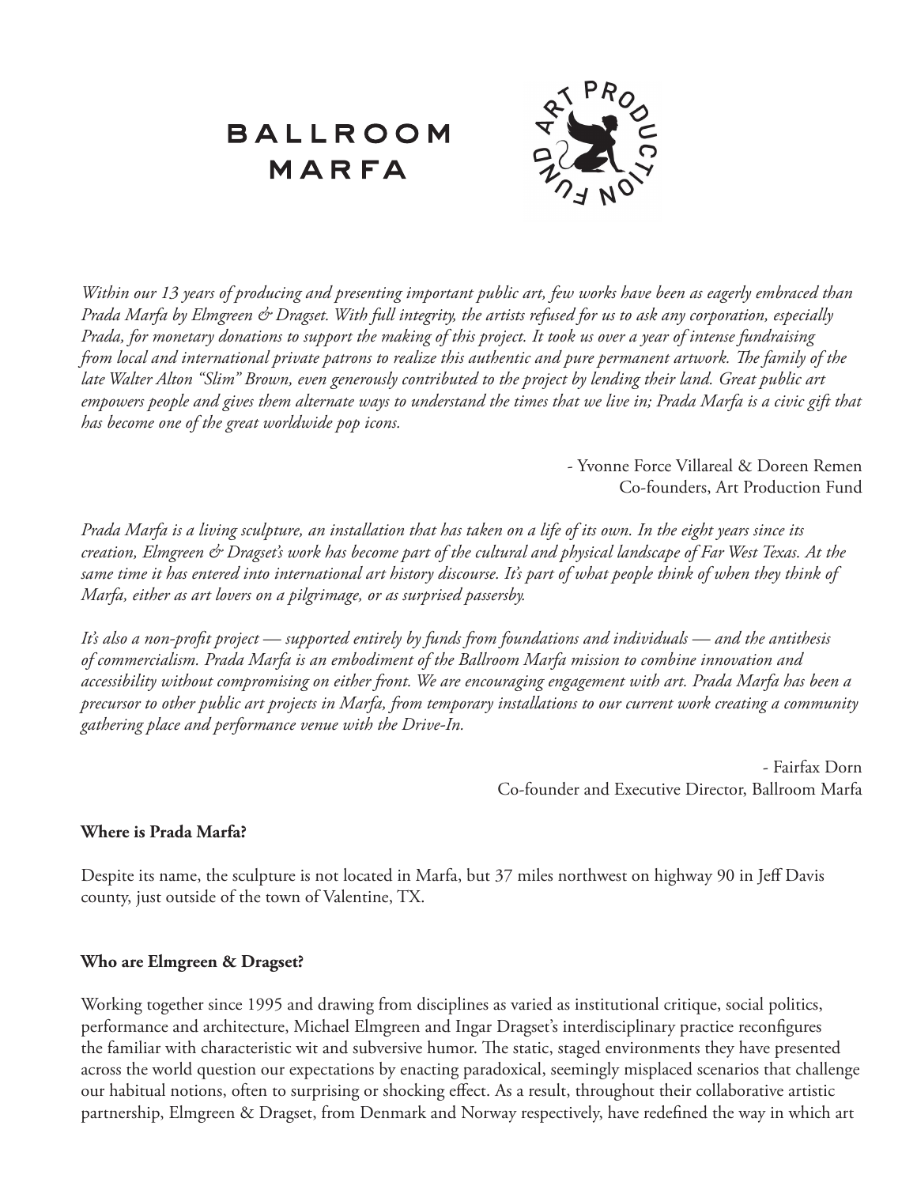BALLROOM
MARFA

ART PRODUCTION FUND

*Within our 13 years of producing and presenting important public art, few works have been as eagerly embraced than Prada Marfa by Elmgreen & Dragset. With full integrity, the artists refused for us to ask any corporation, especially Prada, for monetary donations to support the making of this project. It took us over a year of intense fundraising from local and international private patrons to realize this authentic and pure permanent artwork. The family of the late Walter Alton "Slim" Brown, even generously contributed to the project by lending their land. Great public art empowers people and gives them alternate ways to understand the times that we live in; Prada Marfa is a civic gift that has become one of the great worldwide pop icons.*

- Yvonne Force Villareal & Doreen Remen
Co-founders, Art Production Fund

*Prada Marfa is a living sculpture, an installation that has taken on a life of its own. In the eight years since its creation, Elmgreen & Dragset's work has become part of the cultural and physical landscape of Far West Texas. At the same time it has entered into international art history discourse. It's part of what people think of when they think of Marfa, either as art lovers on a pilgrimage, or as surprised passersby.*

*It's also a non-profit project — supported entirely by funds from foundations and individuals — and the antithesis of commercialism. Prada Marfa is an embodiment of the Ballroom Marfa mission to combine innovation and accessibility without compromising on either front. We are encouraging engagement with art. Prada Marfa has been a precursor to other public art projects in Marfa, from temporary installations to our current work creating a community gathering place and performance venue with the Drive-In.*

- Fairfax Dorn
Co-founder and Executive Director, Ballroom Marfa

**Where is Prada Marfa?**

Despite its name, the sculpture is not located in Marfa, but 37 miles northwest on highway 90 in Jeff Davis county, just outside of the town of Valentine, TX.

**Who are Elmgreen & Dragset?**

Working together since 1995 and drawing from disciplines as varied as institutional critique, social politics, performance and architecture, Michael Elmgreen and Ingar Dragset's interdisciplinary practice reconfigures the familiar with characteristic wit and subversive humor. The static, staged environments they have presented across the world question our expectations by enacting paradoxical, seemingly misplaced scenarios that challenge our habitual notions, often to surprising or shocking effect. As a result, throughout their collaborative artistic partnership, Elmgreen & Dragset, from Denmark and Norway respectively, have redefined the way in which art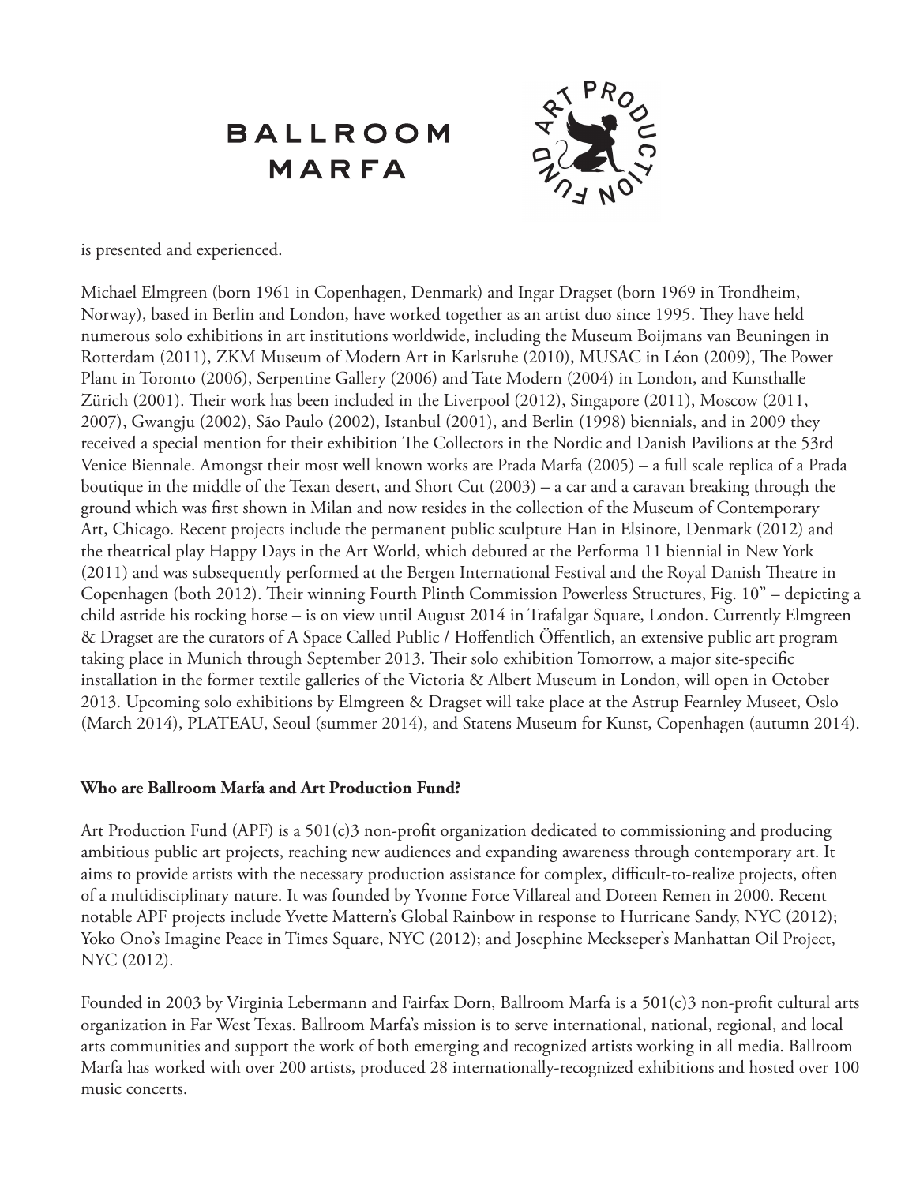is presented and experienced.

Michael Elmgreen (born 1961 in Copenhagen, Denmark) and Ingar Dragset (born 1969 in Trondheim, Norway), based in Berlin and London, have worked together as an artist duo since 1995. They have held numerous solo exhibitions in art institutions worldwide, including the Museum Boijmans van Beuningen in Rotterdam (2011), ZKM Museum of Modern Art in Karlsruhe (2010), MUSAC in Léon (2009), The Power Plant in Toronto (2006), Serpentine Gallery (2006) and Tate Modern (2004) in London, and Kunsthalle Zürich (2001). Their work has been included in the Liverpool (2012), Singapore (2011), Moscow (2011, 2007), Gwangju (2002), São Paulo (2002), Istanbul (2001), and Berlin (1998) biennials, and in 2009 they received a special mention for their exhibition The Collectors in the Nordic and Danish Pavilions at the 53rd Venice Biennale. Amongst their most well known works are Prada Marfa (2005) – a full scale replica of a Prada boutique in the middle of the Texan desert, and Short Cut (2003) – a car and a caravan breaking through the ground which was first shown in Milan and now resides in the collection of the Museum of Contemporary Art, Chicago. Recent projects include the permanent public sculpture Han in Elsinore, Denmark (2012) and the theatrical play Happy Days in the Art World, which debuted at the Performa 11 biennial in New York (2011) and was subsequently performed at the Bergen International Festival and the Royal Danish Theatre in Copenhagen (both 2012). Their winning Fourth Plinth Commission Powerless Structures, Fig. 10" – depicting a child astride his rocking horse – is on view until August 2014 in Trafalgar Square, London. Currently Elmgreen & Dragset are the curators of A Space Called Public / Hoffentlich Öffentlich, an extensive public art program taking place in Munich through September 2013. Their solo exhibition Tomorrow, a major site-specific installation in the former textile galleries of the Victoria & Albert Museum in London, will open in October 2013. Upcoming solo exhibitions by Elmgreen & Dragset will take place at the Astrup Fearnley Museet, Oslo (March 2014), PLATEAU, Seoul (summer 2014), and Statens Museum for Kunst, Copenhagen (autumn 2014).

**Who are Ballroom Marfa and Art Production Fund?**

Art Production Fund (APF) is a 501(c)3 non-profit organization dedicated to commissioning and producing ambitious public art projects, reaching new audiences and expanding awareness through contemporary art. It aims to provide artists with the necessary production assistance for complex, difficult-to-realize projects, often of a multidisciplinary nature. It was founded by Yvonne Force Villareal and Doreen Remen in 2000. Recent notable APF projects include Yvette Mattern's Global Rainbow in response to Hurricane Sandy, NYC (2012); Yoko Ono's Imagine Peace in Times Square, NYC (2012); and Josephine Meckseper's Manhattan Oil Project, NYC (2012).

Founded in 2003 by Virginia Lebermann and Fairfax Dorn, Ballroom Marfa is a 501(c)3 non-profit cultural arts organization in Far West Texas. Ballroom Marfa's mission is to serve international, national, regional, and local arts communities and support the work of both emerging and recognized artists working in all media. Ballroom Marfa has worked with over 200 artists, produced 28 internationally-recognized exhibitions and hosted over 100 music concerts.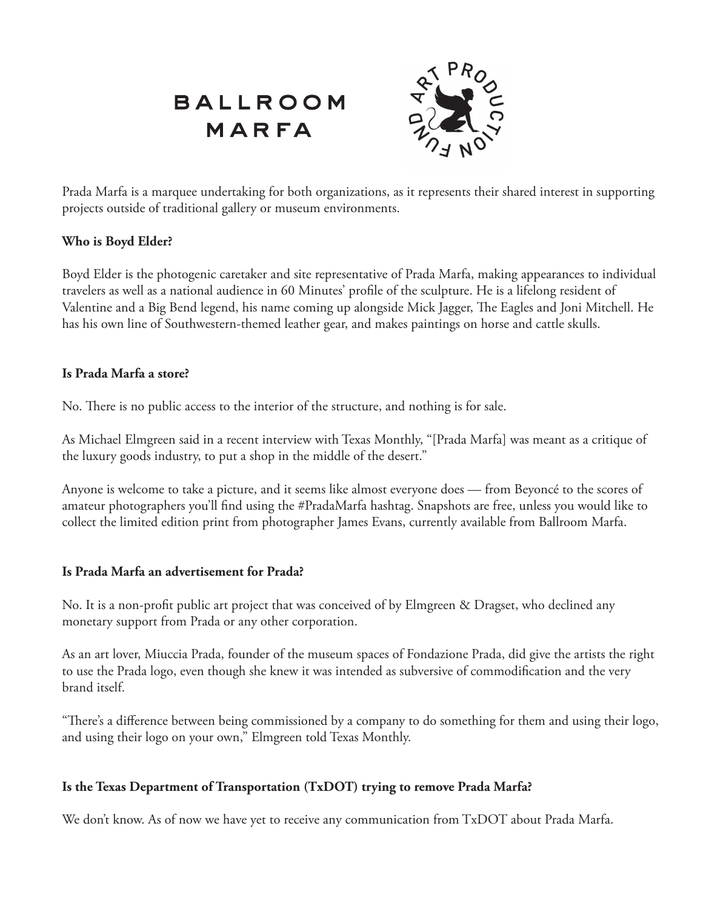BALLROOM
MARFA

ART PRODUCTION FUND

Prada Marfa is a marquee undertaking for both organizations, as it represents their shared interest in supporting projects outside of traditional gallery or museum environments.

**Who is Boyd Elder?**

Boyd Elder is the photogenic caretaker and site representative of Prada Marfa, making appearances to individual travelers as well as a national audience in 60 Minutes' profile of the sculpture. He is a lifelong resident of Valentine and a Big Bend legend, his name coming up alongside Mick Jagger, The Eagles and Joni Mitchell. He has his own line of Southwestern-themed leather gear, and makes paintings on horse and cattle skulls.

**Is Prada Marfa a store?**

No. There is no public access to the interior of the structure, and nothing is for sale.

As Michael Elmgreen said in a recent interview with Texas Monthly, "[Prada Marfa] was meant as a critique of the luxury goods industry, to put a shop in the middle of the desert."

Anyone is welcome to take a picture, and it seems like almost everyone does — from Beyoncé to the scores of amateur photographers you'll find using the #PradaMarfa hashtag. Snapshots are free, unless you would like to collect the limited edition print from photographer James Evans, currently available from Ballroom Marfa.

**Is Prada Marfa an advertisement for Prada?**

No. It is a non-profit public art project that was conceived of by Elmgreen & Dragset, who declined any monetary support from Prada or any other corporation.

As an art lover, Miuccia Prada, founder of the museum spaces of Fondazione Prada, did give the artists the right to use the Prada logo, even though she knew it was intended as subversive of commodification and the very brand itself.

"There's a difference between being commissioned by a company to do something for them and using their logo, and using their logo on your own," Elmgreen told Texas Monthly.

**Is the Texas Department of Transportation (TxDOT) trying to remove Prada Marfa?**

We don't know. As of now we have yet to receive any communication from TxDOT about Prada Marfa.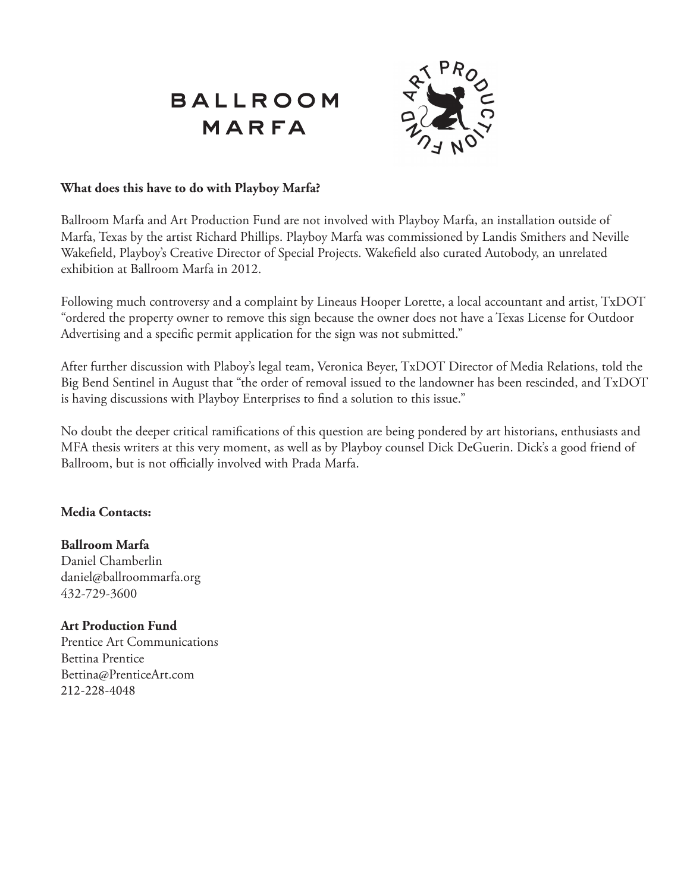BALLROOM
MARFA

ART PRODUCTION FUND

**What does this have to do with Playboy Marfa?**

Ballroom Marfa and Art Production Fund are not involved with Playboy Marfa, an installation outside of Marfa, Texas by the artist Richard Phillips. Playboy Marfa was commissioned by Landis Smithers and Neville Wakefield, Playboy's Creative Director of Special Projects. Wakefield also curated Autobody, an unrelated exhibition at Ballroom Marfa in 2012.

Following much controversy and a complaint by Lineaus Hooper Lorette, a local accountant and artist, TxDOT "ordered the property owner to remove this sign because the owner does not have a Texas License for Outdoor Advertising and a specific permit application for the sign was not submitted."

After further discussion with Plaboy's legal team, Veronica Beyer, TxDOT Director of Media Relations, told the Big Bend Sentinel in August that "the order of removal issued to the landowner has been rescinded, and TxDOT is having discussions with Playboy Enterprises to find a solution to this issue."

No doubt the deeper critical ramifications of this question are being pondered by art historians, enthusiasts and MFA thesis writers at this very moment, as well as by Playboy counsel Dick DeGuerin. Dick's a good friend of Ballroom, but is not officially involved with Prada Marfa.

**Media Contacts:**

**Ballroom Marfa**
Daniel Chamberlin
daniel@ballroommarfa.org
432-729-3600

**Art Production Fund**
Prentice Art Communications
Bettina Prentice
Bettina@PrenticeArt.com
212-228-4048